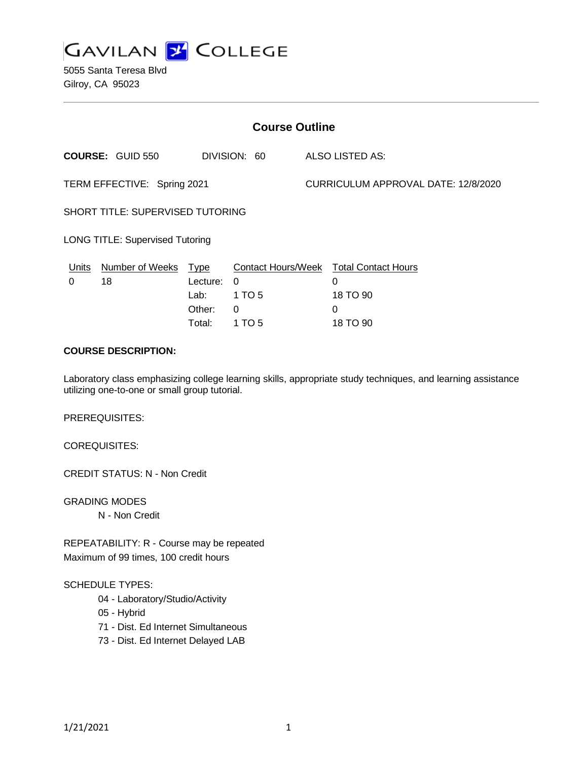# GAVILAN COLLEGE

5055 Santa Teresa Blvd
Gilroy, CA 95023

## Course Outline

**COURSE:** GUID 550 DIVISION: 60 ALSO LISTED AS:

TERM EFFECTIVE: Spring 2021 CURRICULUM APPROVAL DATE: 12/8/2020

SHORT TITLE: SUPERVISED TUTORING

LONG TITLE: Supervised Tutoring

| Units | Number of Weeks | Type | Contact Hours/Week | Total Contact Hours |
|---|---|---|---|---|
| 0 | 18 | Lecture: | 0 | 0 |
| | | Lab: | 1 TO 5 | 18 TO 90 |
| | | Other: | 0 | 0 |
| | | Total: | 1 TO 5 | 18 TO 90 |

**COURSE DESCRIPTION:**

Laboratory class emphasizing college learning skills, appropriate study techniques, and learning assistance utilizing one-to-one or small group tutorial.

PREREQUISITES:

COREQUISITES:

CREDIT STATUS: N - Non Credit

GRADING MODES
- N - Non Credit

REPEATABILITY: R - Course may be repeated
Maximum of 99 times, 100 credit hours

SCHEDULE TYPES:
- 04 - Laboratory/Studio/Activity
- 05 - Hybrid
- 71 - Dist. Ed Internet Simultaneous
- 73 - Dist. Ed Internet Delayed LAB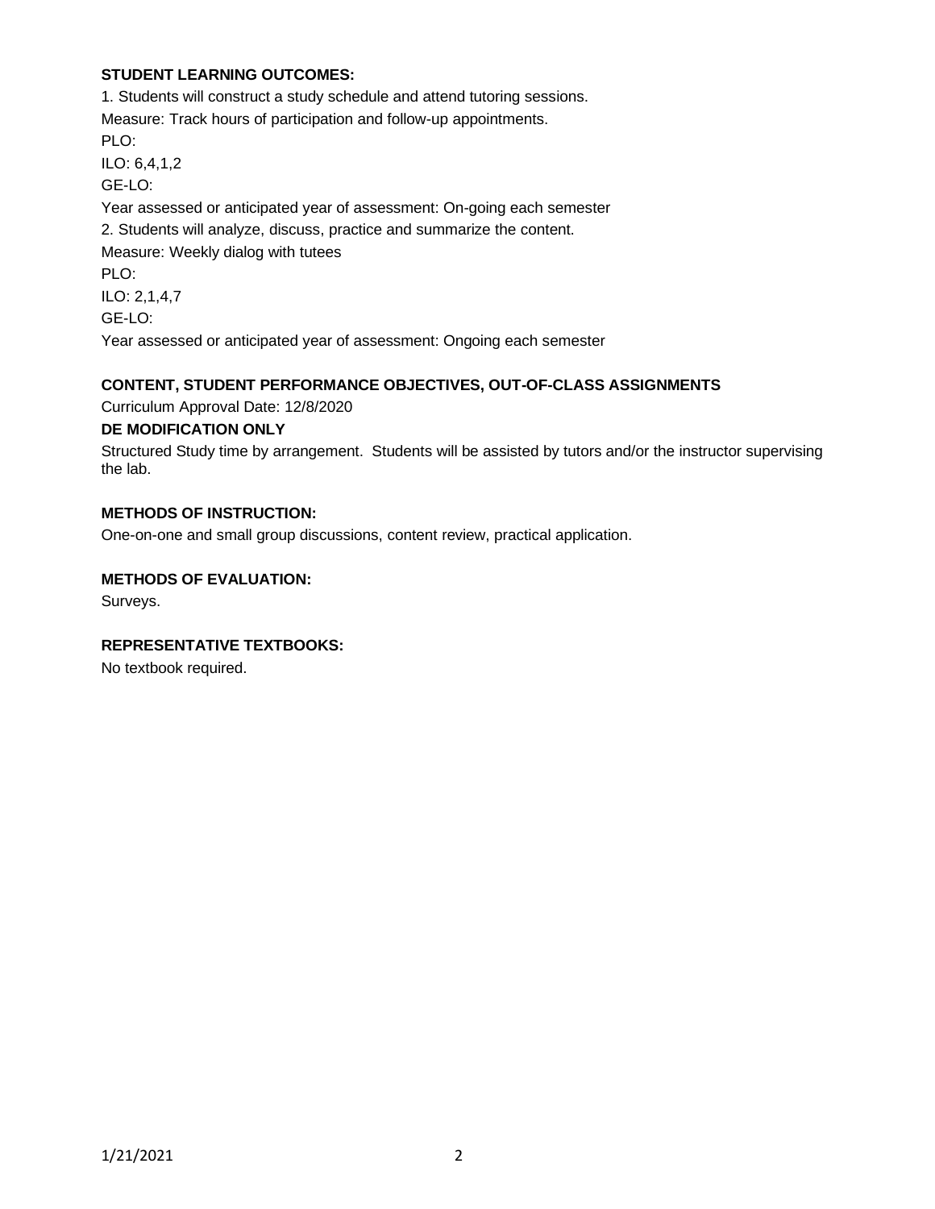**STUDENT LEARNING OUTCOMES:**

1. Students will construct a study schedule and attend tutoring sessions.

Measure: Track hours of participation and follow-up appointments.

PLO:

ILO: 6,4,1,2

GE-LO:

Year assessed or anticipated year of assessment: On-going each semester

2. Students will analyze, discuss, practice and summarize the content.

Measure: Weekly dialog with tutees

PLO:

ILO: 2,1,4,7

GE-LO:

Year assessed or anticipated year of assessment: Ongoing each semester

**CONTENT, STUDENT PERFORMANCE OBJECTIVES, OUT-OF-CLASS ASSIGNMENTS**

Curriculum Approval Date: 12/8/2020

**DE MODIFICATION ONLY**

Structured Study time by arrangement. Students will be assisted by tutors and/or the instructor supervising the lab.

**METHODS OF INSTRUCTION:**

One-on-one and small group discussions, content review, practical application.

**METHODS OF EVALUATION:**

Surveys.

**REPRESENTATIVE TEXTBOOKS:**

No textbook required.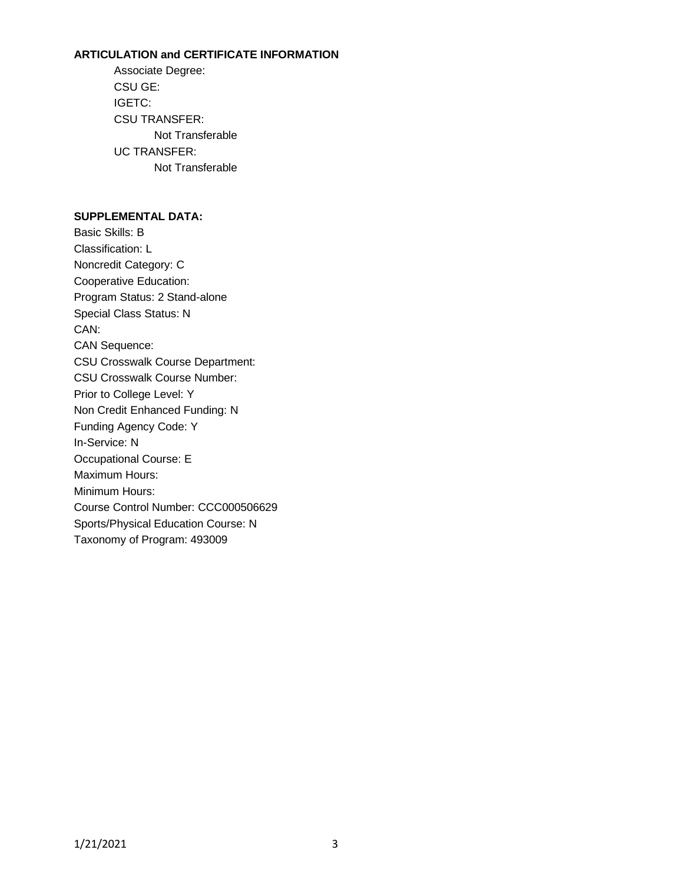**ARTICULATION and CERTIFICATE INFORMATION**

Associate Degree:
CSU GE:
IGETC:
CSU TRANSFER:
Not Transferable
UC TRANSFER:
Not Transferable

**SUPPLEMENTAL DATA:**

Basic Skills: B
Classification: L
Noncredit Category: C
Cooperative Education:
Program Status: 2 Stand-alone
Special Class Status: N
CAN:
CAN Sequence:
CSU Crosswalk Course Department:
CSU Crosswalk Course Number:
Prior to College Level: Y
Non Credit Enhanced Funding: N
Funding Agency Code: Y
In-Service: N
Occupational Course: E
Maximum Hours:
Minimum Hours:
Course Control Number: CCC000506629
Sports/Physical Education Course: N
Taxonomy of Program: 493009